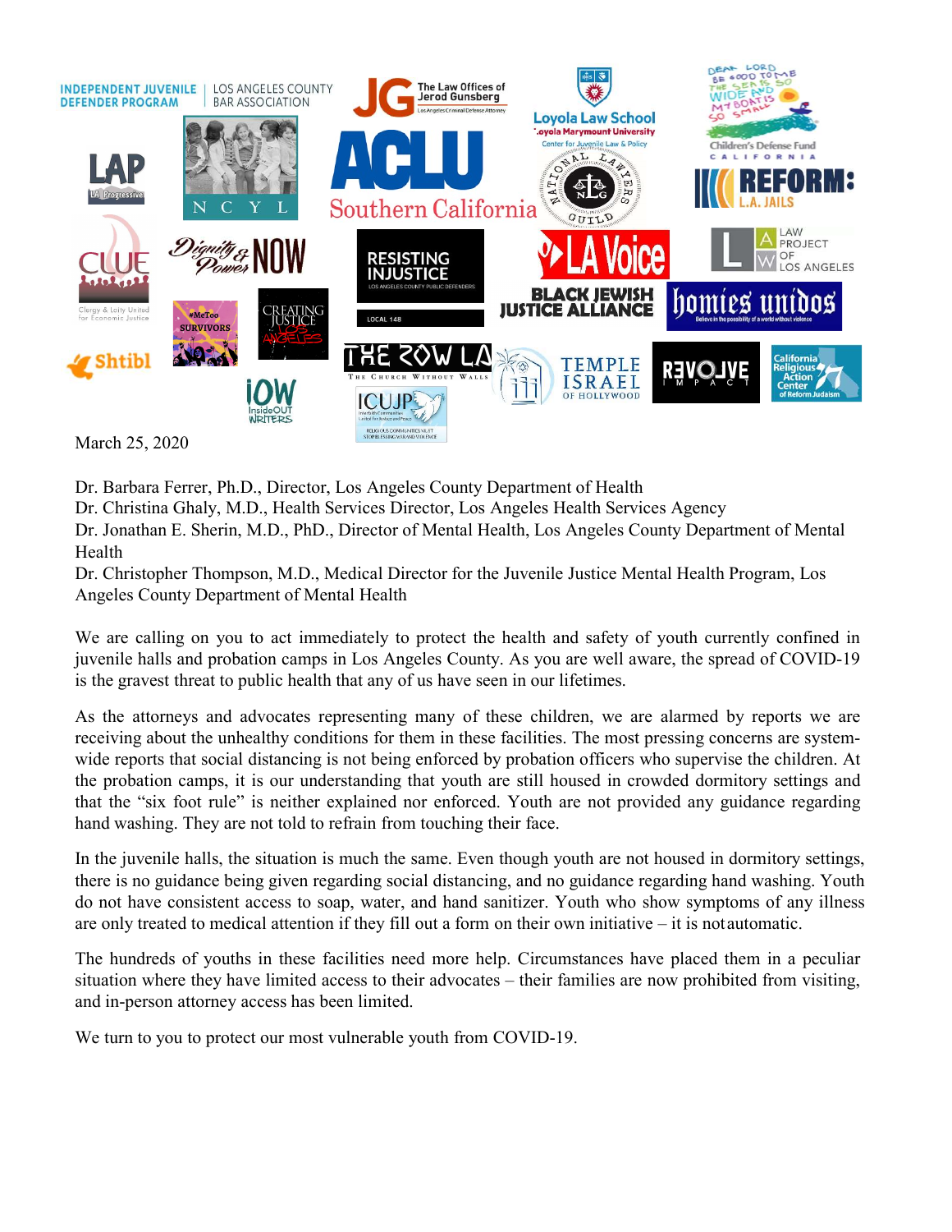March 25, 2020

Dr. Barbara Ferrer, Ph.D., Director, Los Angeles County Department of Health
Dr. Christina Ghaly, M.D., Health Services Director, Los Angeles Health Services Agency
Dr. Jonathan E. Sherin, M.D., PhD., Director of Mental Health, Los Angeles County Department of Mental Health
Dr. Christopher Thompson, M.D., Medical Director for the Juvenile Justice Mental Health Program, Los Angeles County Department of Mental Health

We are calling on you to act immediately to protect the health and safety of youth currently confined in juvenile halls and probation camps in Los Angeles County. As you are well aware, the spread of COVID-19 is the gravest threat to public health that any of us have seen in our lifetimes.

As the attorneys and advocates representing many of these children, we are alarmed by reports we are receiving about the unhealthy conditions for them in these facilities. The most pressing concerns are system-wide reports that social distancing is not being enforced by probation officers who supervise the children. At the probation camps, it is our understanding that youth are still housed in crowded dormitory settings and that the "six foot rule" is neither explained nor enforced. Youth are not provided any guidance regarding hand washing. They are not told to refrain from touching their face.

In the juvenile halls, the situation is much the same. Even though youth are not housed in dormitory settings, there is no guidance being given regarding social distancing, and no guidance regarding hand washing. Youth do not have consistent access to soap, water, and hand sanitizer. Youth who show symptoms of any illness are only treated to medical attention if they fill out a form on their own initiative – it is not automatic.

The hundreds of youths in these facilities need more help. Circumstances have placed them in a peculiar situation where they have limited access to their advocates – their families are now prohibited from visiting, and in-person attorney access has been limited.

We turn to you to protect our most vulnerable youth from COVID-19.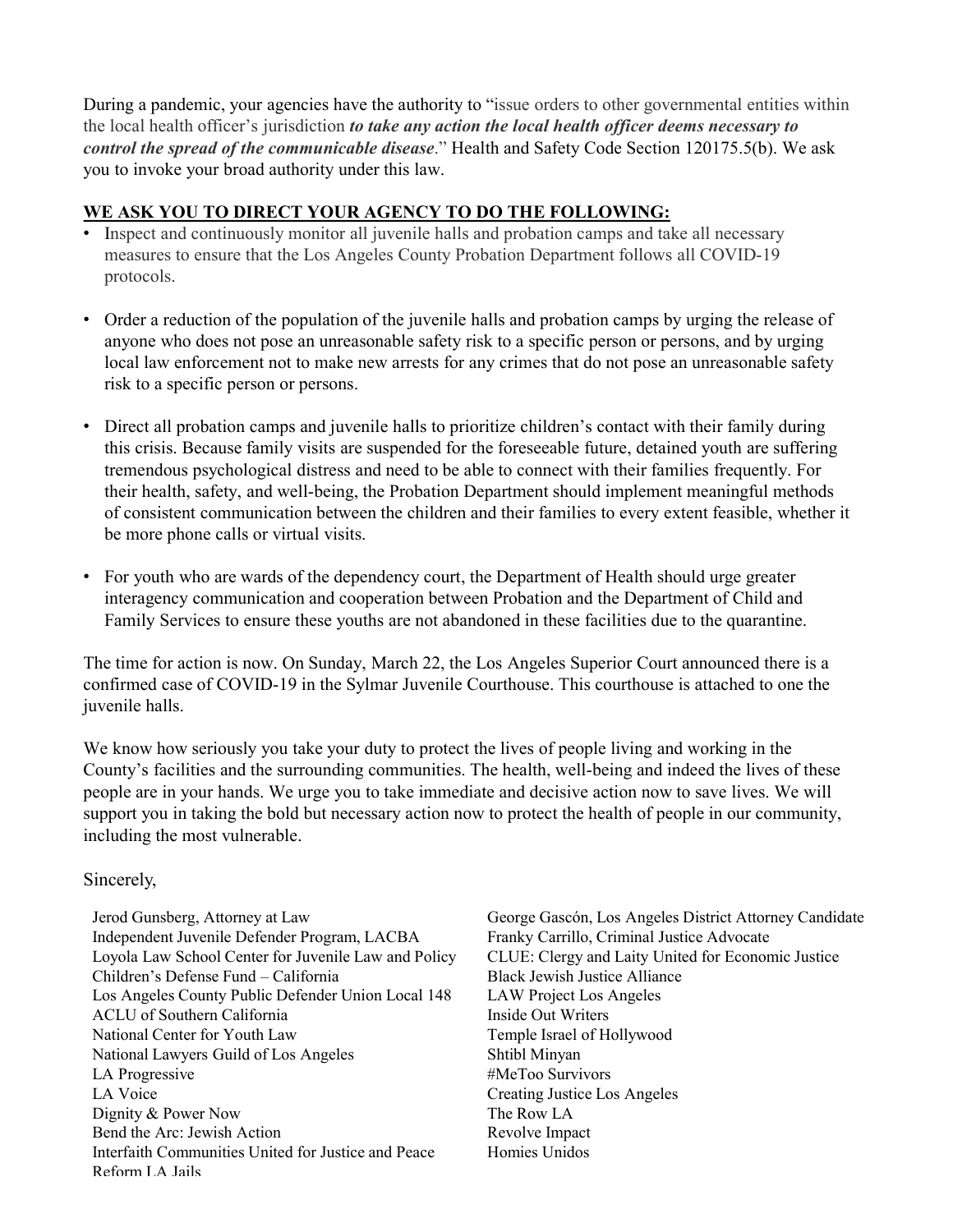During a pandemic, your agencies have the authority to "issue orders to other governmental entities within the local health officer's jurisdiction ***to take any action the local health officer deems necessary to control the spread of the communicable disease***." Health and Safety Code Section 120175.5(b). We ask you to invoke your broad authority under this law.

**WE ASK YOU TO DIRECT YOUR AGENCY TO DO THE FOLLOWING:**

- Inspect and continuously monitor all juvenile halls and probation camps and take all necessary measures to ensure that the Los Angeles County Probation Department follows all COVID-19 protocols.

- Order a reduction of the population of the juvenile halls and probation camps by urging the release of anyone who does not pose an unreasonable safety risk to a specific person or persons, and by urging local law enforcement not to make new arrests for any crimes that do not pose an unreasonable safety risk to a specific person or persons.

- Direct all probation camps and juvenile halls to prioritize children's contact with their family during this crisis. Because family visits are suspended for the foreseeable future, detained youth are suffering tremendous psychological distress and need to be able to connect with their families frequently. For their health, safety, and well-being, the Probation Department should implement meaningful methods of consistent communication between the children and their families to every extent feasible, whether it be more phone calls or virtual visits.

- For youth who are wards of the dependency court, the Department of Health should urge greater interagency communication and cooperation between Probation and the Department of Child and Family Services to ensure these youths are not abandoned in these facilities due to the quarantine.

The time for action is now. On Sunday, March 22, the Los Angeles Superior Court announced there is a confirmed case of COVID-19 in the Sylmar Juvenile Courthouse. This courthouse is attached to one the juvenile halls.

We know how seriously you take your duty to protect the lives of people living and working in the County's facilities and the surrounding communities. The health, well-being and indeed the lives of these people are in your hands. We urge you to take immediate and decisive action now to save lives. We will support you in taking the bold but necessary action now to protect the health of people in our community, including the most vulnerable.

Sincerely,

Jerod Gunsberg, Attorney at Law
Independent Juvenile Defender Program, LACBA
Loyola Law School Center for Juvenile Law and Policy
Children's Defense Fund – California
Los Angeles County Public Defender Union Local 148
ACLU of Southern California
National Center for Youth Law
National Lawyers Guild of Los Angeles
LA Progressive
LA Voice
Dignity & Power Now
Bend the Arc: Jewish Action
Interfaith Communities United for Justice and Peace
Reform LA Jails
George Gascón, Los Angeles District Attorney Candidate
Franky Carrillo, Criminal Justice Advocate
CLUE: Clergy and Laity United for Economic Justice
Black Jewish Justice Alliance
LAW Project Los Angeles
Inside Out Writers
Temple Israel of Hollywood
Shtibl Minyan
#MeToo Survivors
Creating Justice Los Angeles
The Row LA
Revolve Impact
Homies Unidos